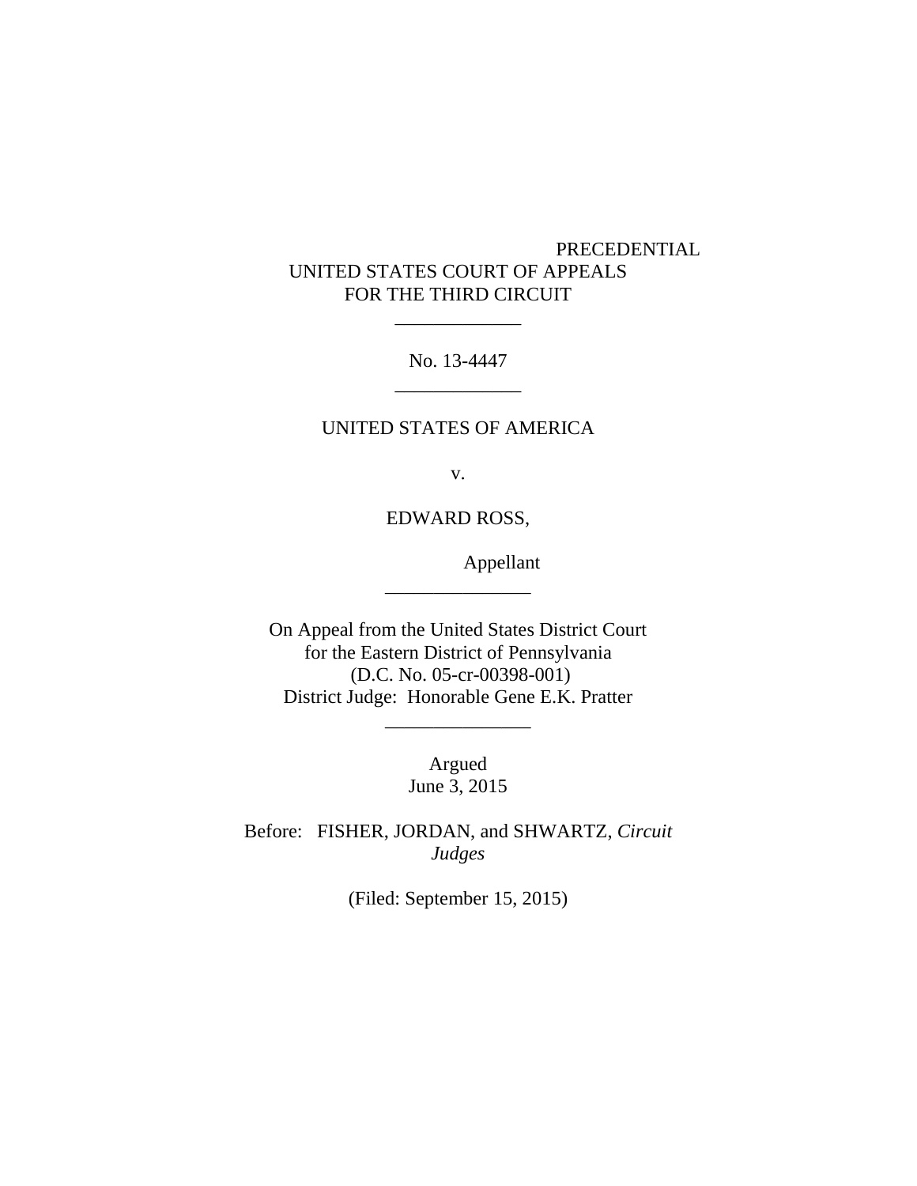PRECEDENTIAL

UNITED STATES COURT OF APPEALS
FOR THE THIRD CIRCUIT

\_\_\_\_\_\_\_\_\_\_\_\_\_

No. 13-4447

\_\_\_\_\_\_\_\_\_\_\_\_\_

UNITED STATES OF AMERICA

v.

EDWARD ROSS,

Appellant

\_\_\_\_\_\_\_\_\_\_\_\_\_\_\_

On Appeal from the United States District Court
for the Eastern District of Pennsylvania
(D.C. No. 05-cr-00398-001)
District Judge: Honorable Gene E.K. Pratter

\_\_\_\_\_\_\_\_\_\_\_\_\_\_\_

Argued
June 3, 2015

Before: FISHER, JORDAN, and SHWARTZ, *Circuit Judges*

(Filed: September 15, 2015)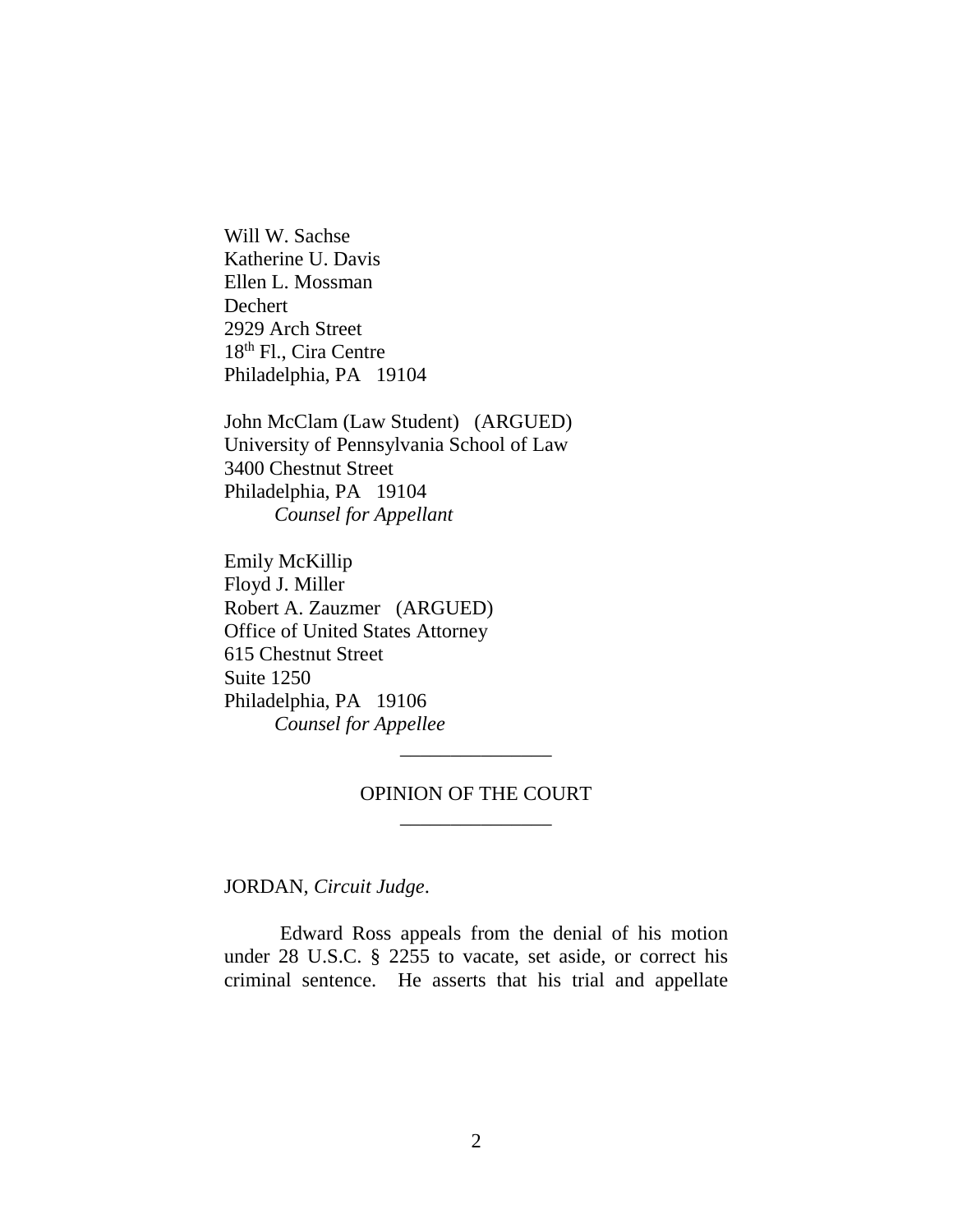Will W. Sachse
Katherine U. Davis
Ellen L. Mossman
Dechert
2929 Arch Street
18th Fl., Cira Centre
Philadelphia, PA 19104

John McClam (Law Student) (ARGUED)
University of Pennsylvania School of Law
3400 Chestnut Street
Philadelphia, PA 19104
*Counsel for Appellant*

Emily McKillip
Floyd J. Miller
Robert A. Zauzmer (ARGUED)
Office of United States Attorney
615 Chestnut Street
Suite 1250
Philadelphia, PA 19106
*Counsel for Appellee*

---

OPINION OF THE COURT

---

JORDAN, *Circuit Judge*.

Edward Ross appeals from the denial of his motion under 28 U.S.C. § 2255 to vacate, set aside, or correct his criminal sentence. He asserts that his trial and appellate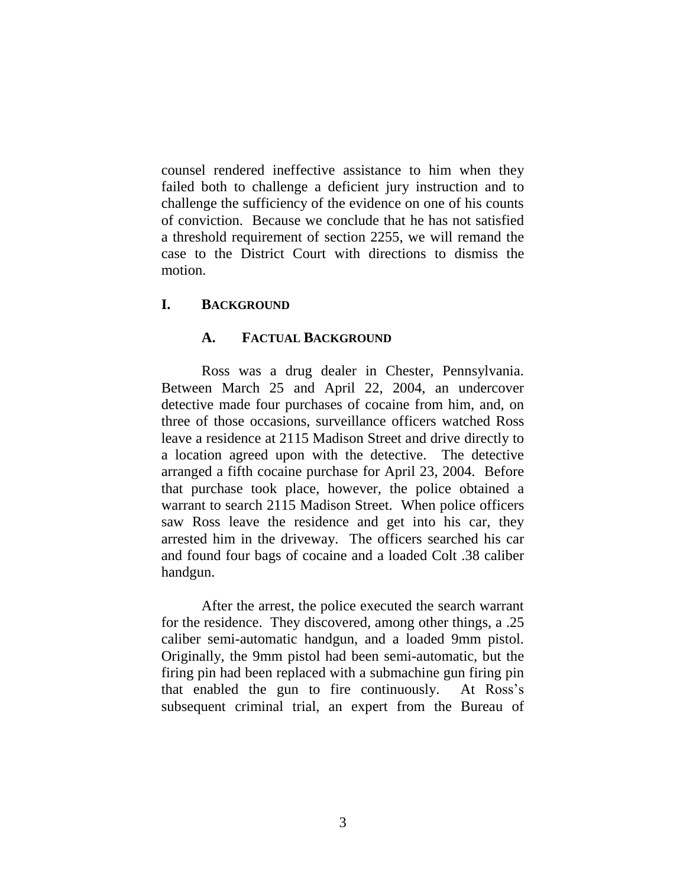counsel rendered ineffective assistance to him when they failed both to challenge a deficient jury instruction and to challenge the sufficiency of the evidence on one of his counts of conviction. Because we conclude that he has not satisfied a threshold requirement of section 2255, we will remand the case to the District Court with directions to dismiss the motion.

## I. BACKGROUND

### A. FACTUAL BACKGROUND

Ross was a drug dealer in Chester, Pennsylvania. Between March 25 and April 22, 2004, an undercover detective made four purchases of cocaine from him, and, on three of those occasions, surveillance officers watched Ross leave a residence at 2115 Madison Street and drive directly to a location agreed upon with the detective. The detective arranged a fifth cocaine purchase for April 23, 2004. Before that purchase took place, however, the police obtained a warrant to search 2115 Madison Street. When police officers saw Ross leave the residence and get into his car, they arrested him in the driveway. The officers searched his car and found four bags of cocaine and a loaded Colt .38 caliber handgun.

After the arrest, the police executed the search warrant for the residence. They discovered, among other things, a .25 caliber semi-automatic handgun, and a loaded 9mm pistol. Originally, the 9mm pistol had been semi-automatic, but the firing pin had been replaced with a submachine gun firing pin that enabled the gun to fire continuously. At Ross's subsequent criminal trial, an expert from the Bureau of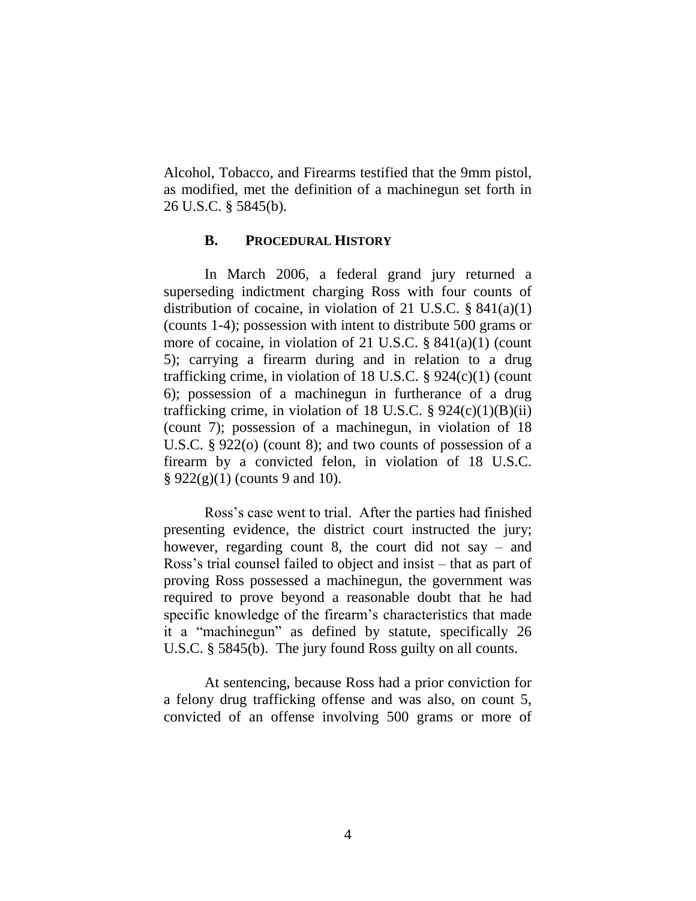Alcohol, Tobacco, and Firearms testified that the 9mm pistol, as modified, met the definition of a machinegun set forth in 26 U.S.C. § 5845(b).

### B. PROCEDURAL HISTORY

In March 2006, a federal grand jury returned a superseding indictment charging Ross with four counts of distribution of cocaine, in violation of 21 U.S.C. § 841(a)(1) (counts 1-4); possession with intent to distribute 500 grams or more of cocaine, in violation of 21 U.S.C. § 841(a)(1) (count 5); carrying a firearm during and in relation to a drug trafficking crime, in violation of 18 U.S.C. § 924(c)(1) (count 6); possession of a machinegun in furtherance of a drug trafficking crime, in violation of 18 U.S.C. § 924(c)(1)(B)(ii) (count 7); possession of a machinegun, in violation of 18 U.S.C. § 922(o) (count 8); and two counts of possession of a firearm by a convicted felon, in violation of 18 U.S.C. § 922(g)(1) (counts 9 and 10).

Ross's case went to trial. After the parties had finished presenting evidence, the district court instructed the jury; however, regarding count 8, the court did not say – and Ross's trial counsel failed to object and insist – that as part of proving Ross possessed a machinegun, the government was required to prove beyond a reasonable doubt that he had specific knowledge of the firearm's characteristics that made it a "machinegun" as defined by statute, specifically 26 U.S.C. § 5845(b). The jury found Ross guilty on all counts.

At sentencing, because Ross had a prior conviction for a felony drug trafficking offense and was also, on count 5, convicted of an offense involving 500 grams or more of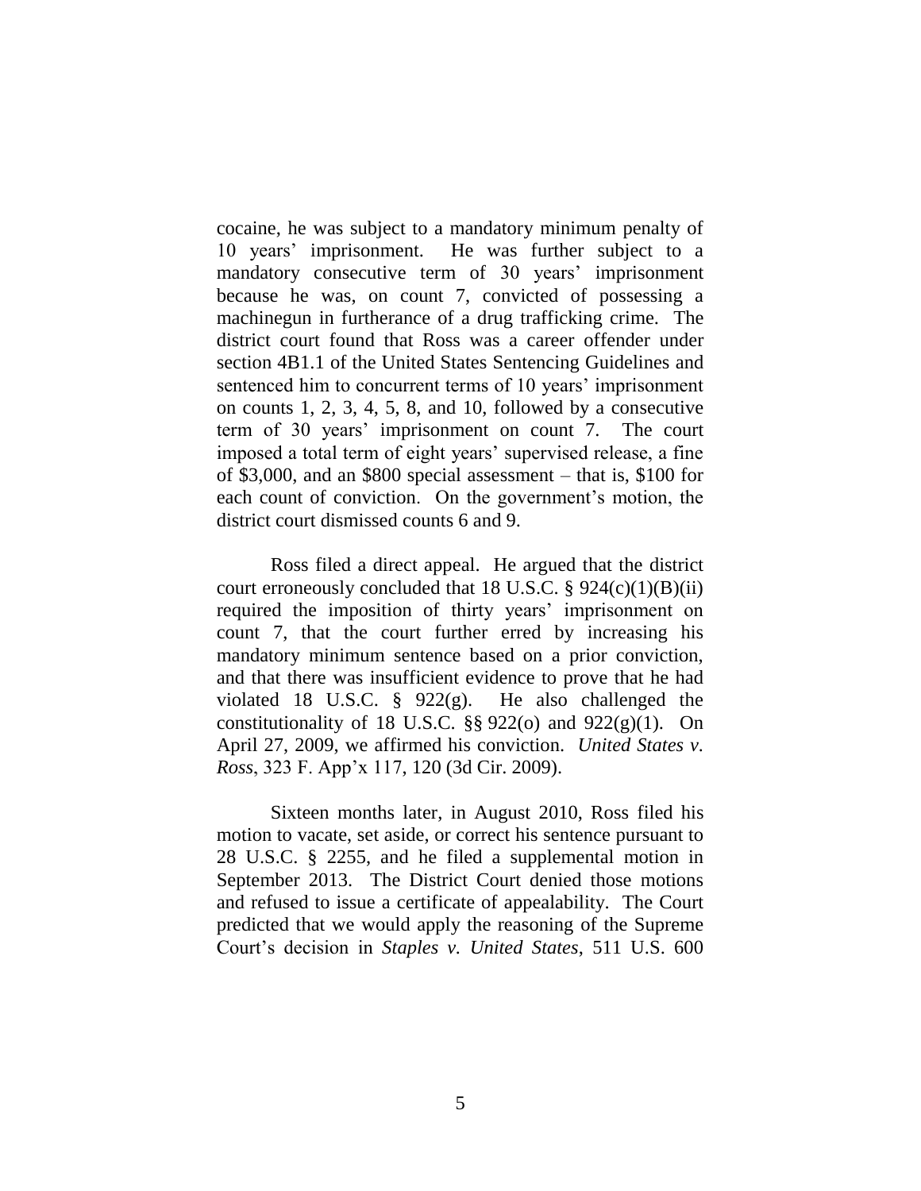cocaine, he was subject to a mandatory minimum penalty of 10 years' imprisonment. He was further subject to a mandatory consecutive term of 30 years' imprisonment because he was, on count 7, convicted of possessing a machinegun in furtherance of a drug trafficking crime. The district court found that Ross was a career offender under section 4B1.1 of the United States Sentencing Guidelines and sentenced him to concurrent terms of 10 years' imprisonment on counts 1, 2, 3, 4, 5, 8, and 10, followed by a consecutive term of 30 years' imprisonment on count 7. The court imposed a total term of eight years' supervised release, a fine of $3,000, and an $800 special assessment – that is, $100 for each count of conviction. On the government's motion, the district court dismissed counts 6 and 9.

Ross filed a direct appeal. He argued that the district court erroneously concluded that 18 U.S.C. § 924(c)(1)(B)(ii) required the imposition of thirty years' imprisonment on count 7, that the court further erred by increasing his mandatory minimum sentence based on a prior conviction, and that there was insufficient evidence to prove that he had violated 18 U.S.C. § 922(g). He also challenged the constitutionality of 18 U.S.C. §§ 922(o) and 922(g)(1). On April 27, 2009, we affirmed his conviction. *United States v. Ross*, 323 F. App'x 117, 120 (3d Cir. 2009).

Sixteen months later, in August 2010, Ross filed his motion to vacate, set aside, or correct his sentence pursuant to 28 U.S.C. § 2255, and he filed a supplemental motion in September 2013. The District Court denied those motions and refused to issue a certificate of appealability. The Court predicted that we would apply the reasoning of the Supreme Court's decision in *Staples v. United States*, 511 U.S. 600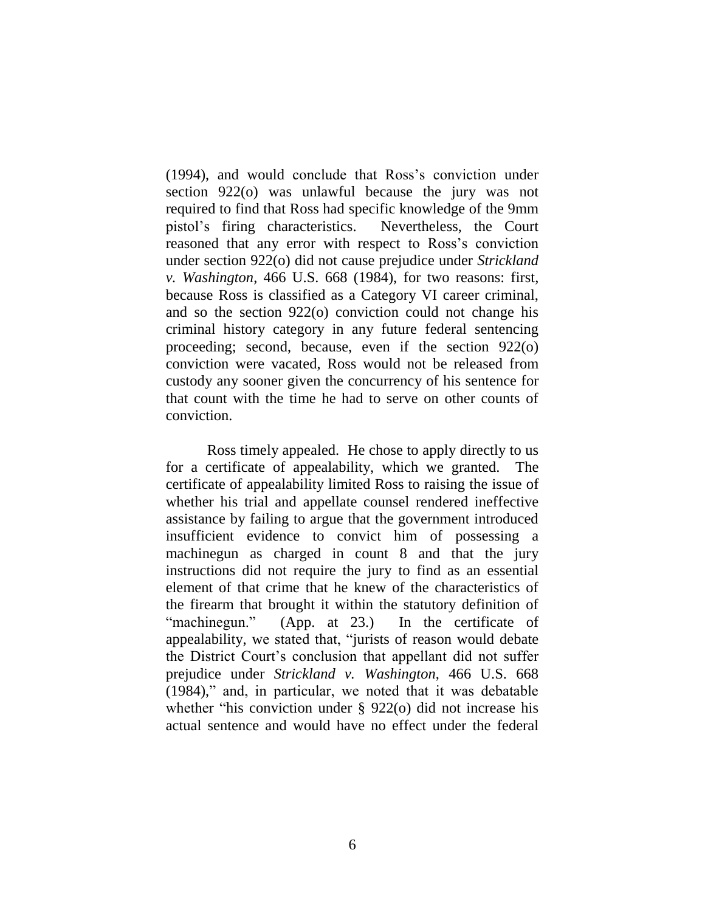(1994), and would conclude that Ross's conviction under section 922(o) was unlawful because the jury was not required to find that Ross had specific knowledge of the 9mm pistol's firing characteristics. Nevertheless, the Court reasoned that any error with respect to Ross's conviction under section 922(o) did not cause prejudice under *Strickland v. Washington*, 466 U.S. 668 (1984), for two reasons: first, because Ross is classified as a Category VI career criminal, and so the section 922(o) conviction could not change his criminal history category in any future federal sentencing proceeding; second, because, even if the section 922(o) conviction were vacated, Ross would not be released from custody any sooner given the concurrency of his sentence for that count with the time he had to serve on other counts of conviction.

Ross timely appealed. He chose to apply directly to us for a certificate of appealability, which we granted. The certificate of appealability limited Ross to raising the issue of whether his trial and appellate counsel rendered ineffective assistance by failing to argue that the government introduced insufficient evidence to convict him of possessing a machinegun as charged in count 8 and that the jury instructions did not require the jury to find as an essential element of that crime that he knew of the characteristics of the firearm that brought it within the statutory definition of "machinegun." (App. at 23.) In the certificate of appealability, we stated that, "jurists of reason would debate the District Court's conclusion that appellant did not suffer prejudice under *Strickland v. Washington*, 466 U.S. 668 (1984)," and, in particular, we noted that it was debatable whether "his conviction under § 922(o) did not increase his actual sentence and would have no effect under the federal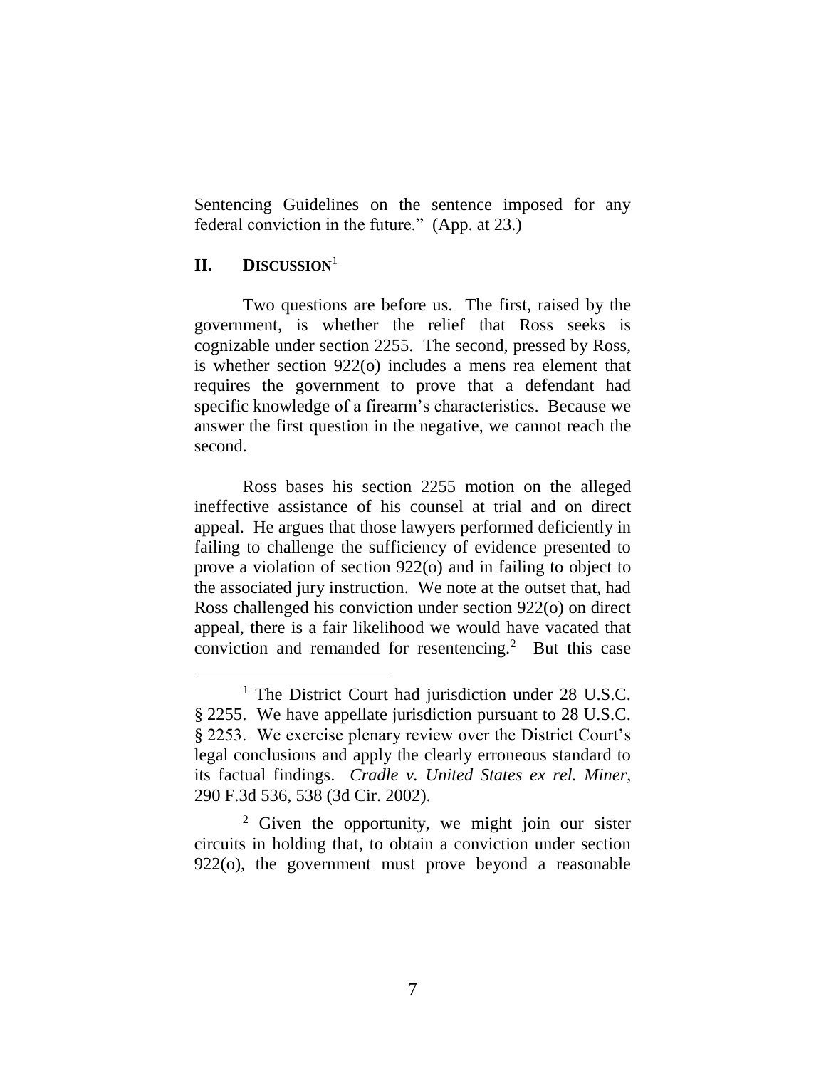Sentencing Guidelines on the sentence imposed for any federal conviction in the future." (App. at 23.)

## II. DISCUSSION[1]

Two questions are before us. The first, raised by the government, is whether the relief that Ross seeks is cognizable under section 2255. The second, pressed by Ross, is whether section 922(o) includes a mens rea element that requires the government to prove that a defendant had specific knowledge of a firearm's characteristics. Because we answer the first question in the negative, we cannot reach the second.

Ross bases his section 2255 motion on the alleged ineffective assistance of his counsel at trial and on direct appeal. He argues that those lawyers performed deficiently in failing to challenge the sufficiency of evidence presented to prove a violation of section 922(o) and in failing to object to the associated jury instruction. We note at the outset that, had Ross challenged his conviction under section 922(o) on direct appeal, there is a fair likelihood we would have vacated that conviction and remanded for resentencing.[2] But this case

---

[1] The District Court had jurisdiction under 28 U.S.C. § 2255. We have appellate jurisdiction pursuant to 28 U.S.C. § 2253. We exercise plenary review over the District Court's legal conclusions and apply the clearly erroneous standard to its factual findings. *Cradle v. United States ex rel. Miner*, 290 F.3d 536, 538 (3d Cir. 2002).

[2] Given the opportunity, we might join our sister circuits in holding that, to obtain a conviction under section 922(o), the government must prove beyond a reasonable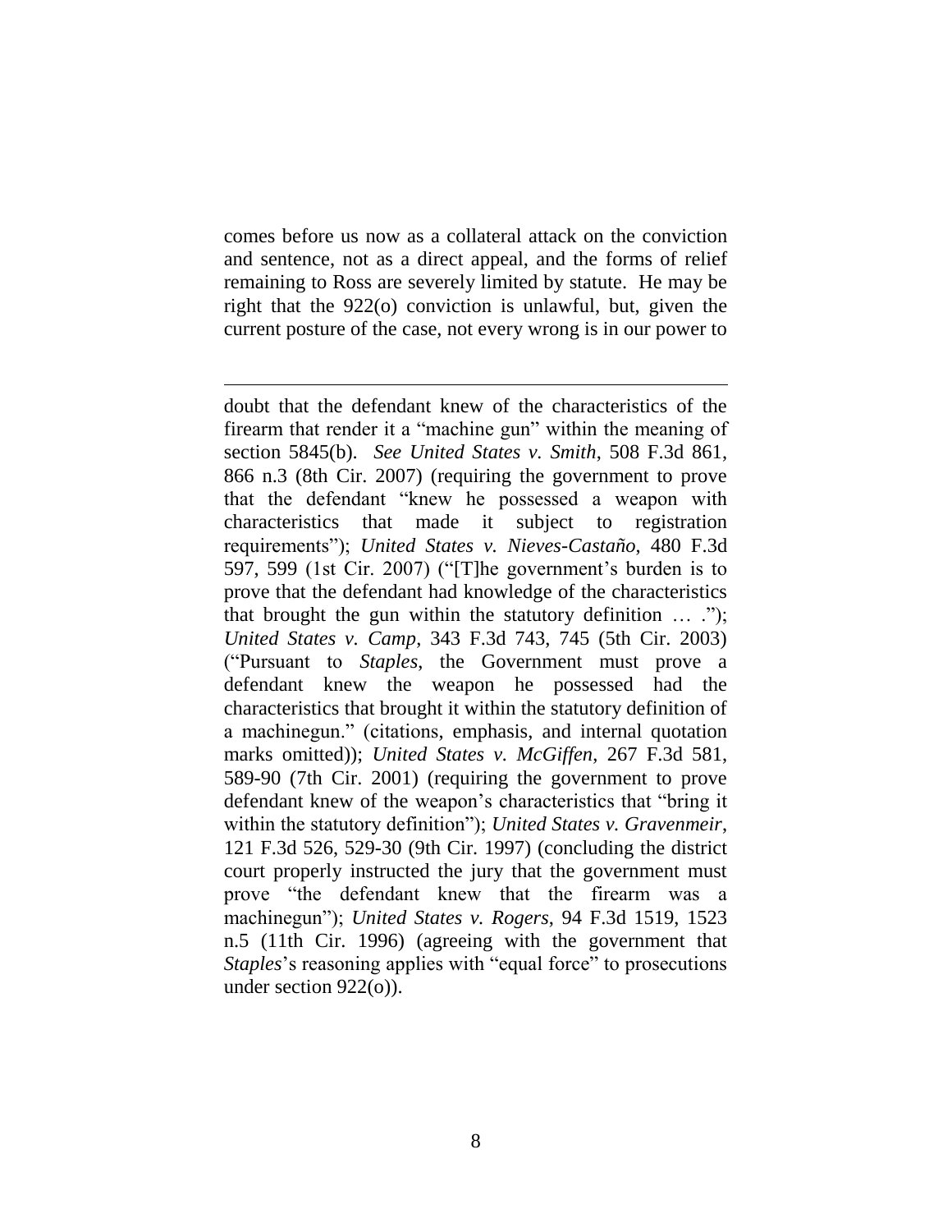comes before us now as a collateral attack on the conviction and sentence, not as a direct appeal, and the forms of relief remaining to Ross are severely limited by statute. He may be right that the 922(o) conviction is unlawful, but, given the current posture of the case, not every wrong is in our power to

---

doubt that the defendant knew of the characteristics of the firearm that render it a "machine gun" within the meaning of section 5845(b). *See United States v. Smith*, 508 F.3d 861, 866 n.3 (8th Cir. 2007) (requiring the government to prove that the defendant "knew he possessed a weapon with characteristics that made it subject to registration requirements"); *United States v. Nieves-Castaño*, 480 F.3d 597, 599 (1st Cir. 2007) ("[T]he government's burden is to prove that the defendant had knowledge of the characteristics that brought the gun within the statutory definition … ."); *United States v. Camp*, 343 F.3d 743, 745 (5th Cir. 2003) ("Pursuant to *Staples*, the Government must prove a defendant knew the weapon he possessed had the characteristics that brought it within the statutory definition of a machinegun." (citations, emphasis, and internal quotation marks omitted)); *United States v. McGiffen*, 267 F.3d 581, 589-90 (7th Cir. 2001) (requiring the government to prove defendant knew of the weapon's characteristics that "bring it within the statutory definition"); *United States v. Gravenmeir*, 121 F.3d 526, 529-30 (9th Cir. 1997) (concluding the district court properly instructed the jury that the government must prove "the defendant knew that the firearm was a machinegun"); *United States v. Rogers*, 94 F.3d 1519, 1523 n.5 (11th Cir. 1996) (agreeing with the government that *Staples*'s reasoning applies with "equal force" to prosecutions under section 922(o)).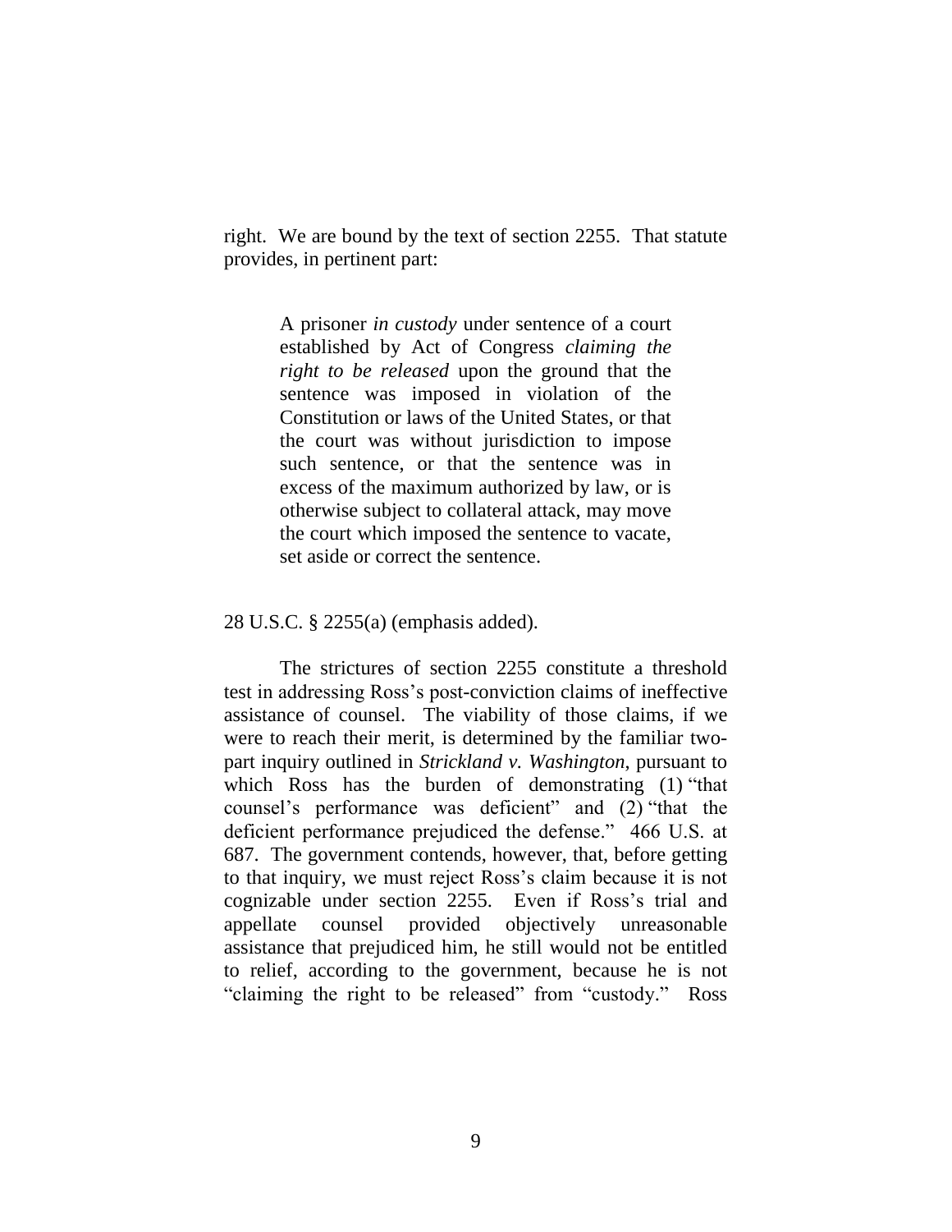right. We are bound by the text of section 2255. That statute provides, in pertinent part:

> A prisoner *in custody* under sentence of a court established by Act of Congress *claiming the right to be released* upon the ground that the sentence was imposed in violation of the Constitution or laws of the United States, or that the court was without jurisdiction to impose such sentence, or that the sentence was in excess of the maximum authorized by law, or is otherwise subject to collateral attack, may move the court which imposed the sentence to vacate, set aside or correct the sentence.

28 U.S.C. § 2255(a) (emphasis added).

The strictures of section 2255 constitute a threshold test in addressing Ross's post-conviction claims of ineffective assistance of counsel. The viability of those claims, if we were to reach their merit, is determined by the familiar two-part inquiry outlined in *Strickland v. Washington,* pursuant to which Ross has the burden of demonstrating (1) "that counsel's performance was deficient" and (2) "that the deficient performance prejudiced the defense." 466 U.S. at 687. The government contends, however, that, before getting to that inquiry, we must reject Ross's claim because it is not cognizable under section 2255. Even if Ross's trial and appellate counsel provided objectively unreasonable assistance that prejudiced him, he still would not be entitled to relief, according to the government, because he is not "claiming the right to be released" from "custody." Ross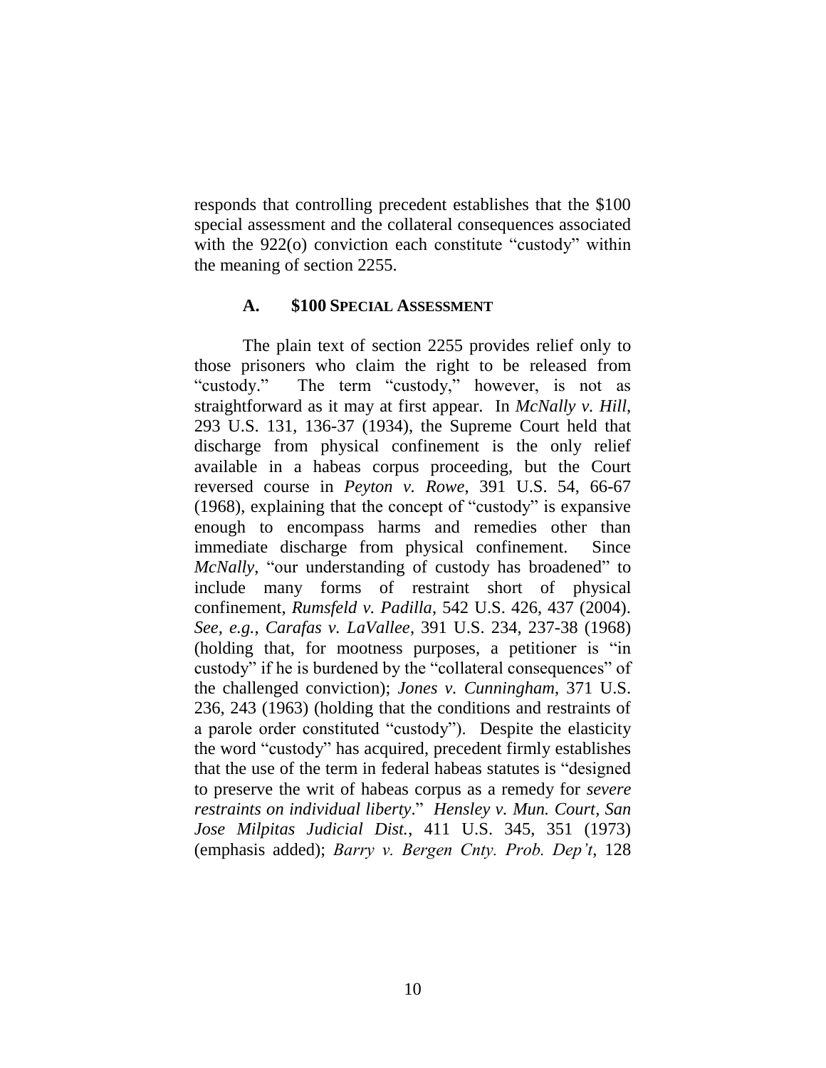responds that controlling precedent establishes that the $100 special assessment and the collateral consequences associated with the 922(o) conviction each constitute "custody" within the meaning of section 2255.

### A. $100 SPECIAL ASSESSMENT

The plain text of section 2255 provides relief only to those prisoners who claim the right to be released from "custody." The term "custody," however, is not as straightforward as it may at first appear. In *McNally v. Hill*, 293 U.S. 131, 136-37 (1934), the Supreme Court held that discharge from physical confinement is the only relief available in a habeas corpus proceeding, but the Court reversed course in *Peyton v. Rowe*, 391 U.S. 54, 66-67 (1968), explaining that the concept of "custody" is expansive enough to encompass harms and remedies other than immediate discharge from physical confinement. Since *McNally*, "our understanding of custody has broadened" to include many forms of restraint short of physical confinement, *Rumsfeld v. Padilla*, 542 U.S. 426, 437 (2004). *See, e.g.*, *Carafas v. LaVallee*, 391 U.S. 234, 237-38 (1968) (holding that, for mootness purposes, a petitioner is "in custody" if he is burdened by the "collateral consequences" of the challenged conviction); *Jones v. Cunningham*, 371 U.S. 236, 243 (1963) (holding that the conditions and restraints of a parole order constituted "custody"). Despite the elasticity the word "custody" has acquired, precedent firmly establishes that the use of the term in federal habeas statutes is "designed to preserve the writ of habeas corpus as a remedy for *severe restraints on individual liberty*." *Hensley v. Mun. Court, San Jose Milpitas Judicial Dist.*, 411 U.S. 345, 351 (1973) (emphasis added); *Barry v. Bergen Cnty. Prob. Dep't*, 128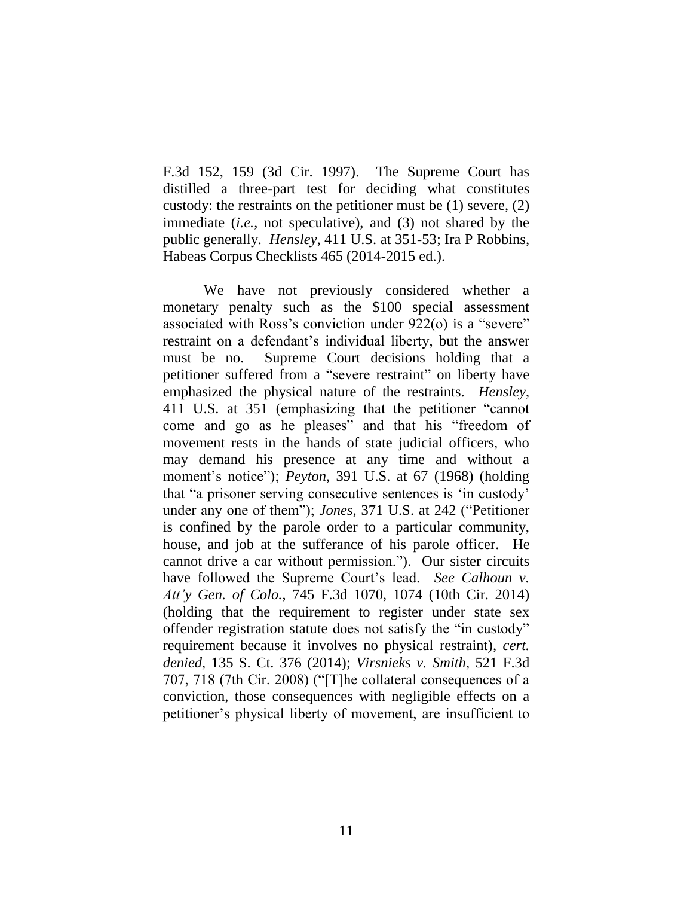F.3d 152, 159 (3d Cir. 1997). The Supreme Court has distilled a three-part test for deciding what constitutes custody: the restraints on the petitioner must be (1) severe, (2) immediate (*i.e.*, not speculative), and (3) not shared by the public generally. *Hensley*, 411 U.S. at 351-53; Ira P Robbins, Habeas Corpus Checklists 465 (2014-2015 ed.).

We have not previously considered whether a monetary penalty such as the $100 special assessment associated with Ross's conviction under 922(o) is a "severe" restraint on a defendant's individual liberty, but the answer must be no. Supreme Court decisions holding that a petitioner suffered from a "severe restraint" on liberty have emphasized the physical nature of the restraints. *Hensley*, 411 U.S. at 351 (emphasizing that the petitioner "cannot come and go as he pleases" and that his "freedom of movement rests in the hands of state judicial officers, who may demand his presence at any time and without a moment's notice"); *Peyton*, 391 U.S. at 67 (1968) (holding that "a prisoner serving consecutive sentences is 'in custody' under any one of them"); *Jones*, 371 U.S. at 242 ("Petitioner is confined by the parole order to a particular community, house, and job at the sufferance of his parole officer. He cannot drive a car without permission."). Our sister circuits have followed the Supreme Court's lead. *See Calhoun v. Att'y Gen. of Colo.*, 745 F.3d 1070, 1074 (10th Cir. 2014) (holding that the requirement to register under state sex offender registration statute does not satisfy the "in custody" requirement because it involves no physical restraint), *cert. denied*, 135 S. Ct. 376 (2014); *Virsnieks v. Smith*, 521 F.3d 707, 718 (7th Cir. 2008) ("[T]he collateral consequences of a conviction, those consequences with negligible effects on a petitioner's physical liberty of movement, are insufficient to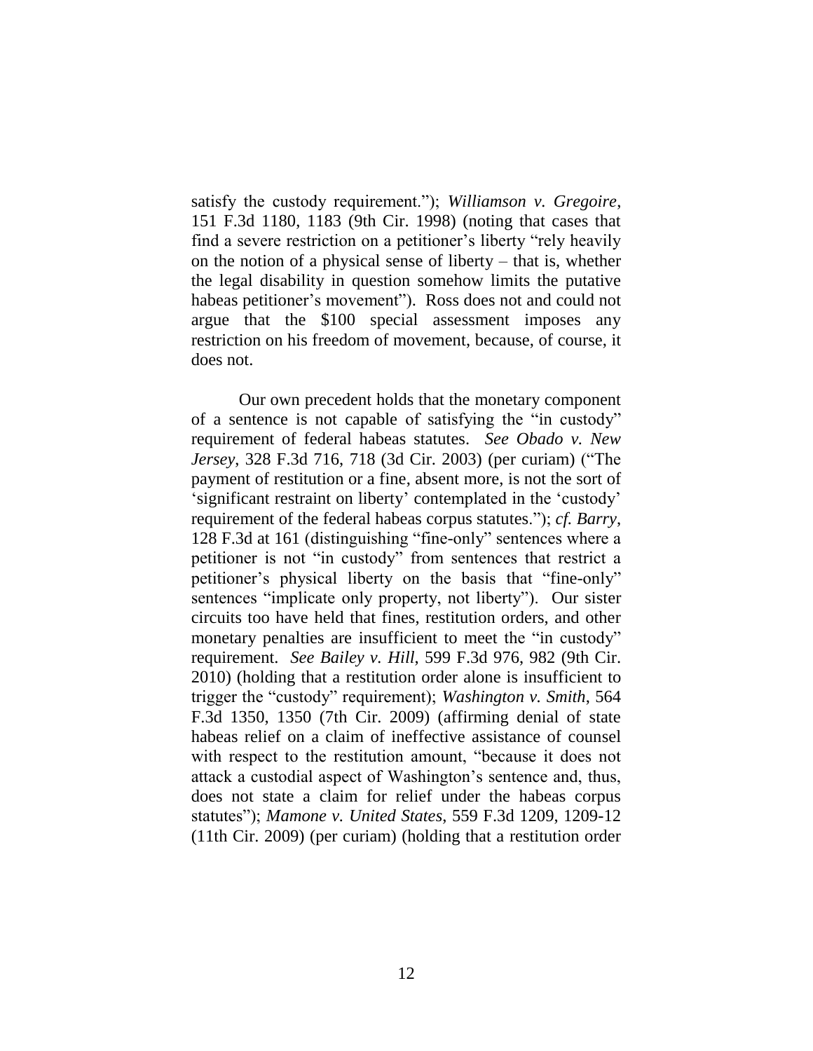satisfy the custody requirement."); *Williamson v. Gregoire*, 151 F.3d 1180, 1183 (9th Cir. 1998) (noting that cases that find a severe restriction on a petitioner's liberty "rely heavily on the notion of a physical sense of liberty – that is, whether the legal disability in question somehow limits the putative habeas petitioner's movement"). Ross does not and could not argue that the $100 special assessment imposes any restriction on his freedom of movement, because, of course, it does not.

Our own precedent holds that the monetary component of a sentence is not capable of satisfying the "in custody" requirement of federal habeas statutes. *See Obado v. New Jersey*, 328 F.3d 716, 718 (3d Cir. 2003) (per curiam) ("The payment of restitution or a fine, absent more, is not the sort of 'significant restraint on liberty' contemplated in the 'custody' requirement of the federal habeas corpus statutes."); *cf. Barry*, 128 F.3d at 161 (distinguishing "fine-only" sentences where a petitioner is not "in custody" from sentences that restrict a petitioner's physical liberty on the basis that "fine-only" sentences "implicate only property, not liberty"). Our sister circuits too have held that fines, restitution orders, and other monetary penalties are insufficient to meet the "in custody" requirement. *See Bailey v. Hill*, 599 F.3d 976, 982 (9th Cir. 2010) (holding that a restitution order alone is insufficient to trigger the "custody" requirement); *Washington v. Smith*, 564 F.3d 1350, 1350 (7th Cir. 2009) (affirming denial of state habeas relief on a claim of ineffective assistance of counsel with respect to the restitution amount, "because it does not attack a custodial aspect of Washington's sentence and, thus, does not state a claim for relief under the habeas corpus statutes"); *Mamone v. United States*, 559 F.3d 1209, 1209-12 (11th Cir. 2009) (per curiam) (holding that a restitution order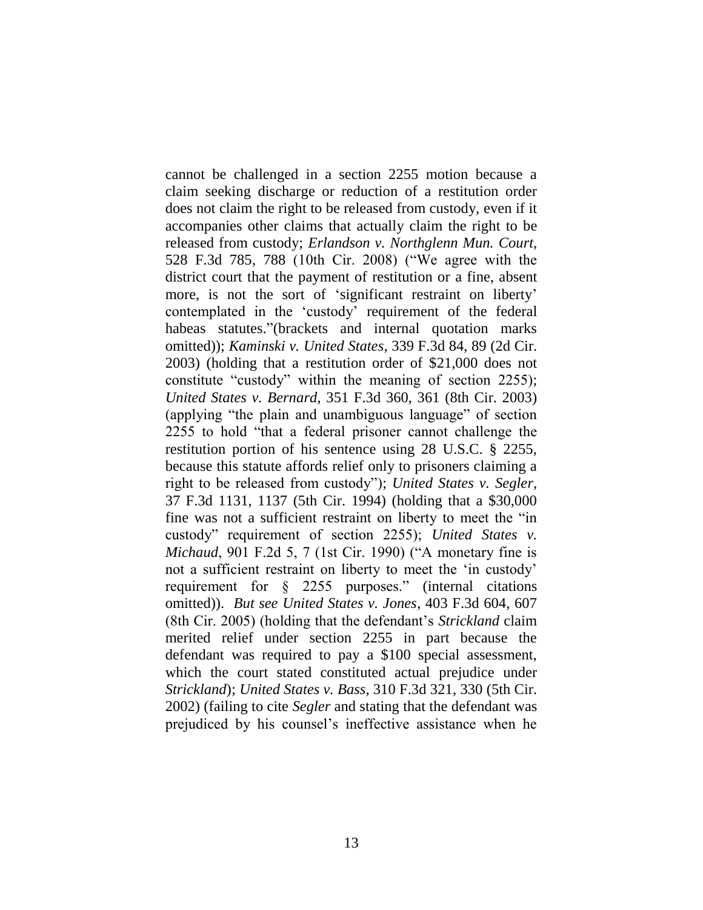cannot be challenged in a section 2255 motion because a claim seeking discharge or reduction of a restitution order does not claim the right to be released from custody, even if it accompanies other claims that actually claim the right to be released from custody; *Erlandson v. Northglenn Mun. Court*, 528 F.3d 785, 788 (10th Cir. 2008) ("We agree with the district court that the payment of restitution or a fine, absent more, is not the sort of 'significant restraint on liberty' contemplated in the 'custody' requirement of the federal habeas statutes."(brackets and internal quotation marks omitted)); *Kaminski v. United States*, 339 F.3d 84, 89 (2d Cir. 2003) (holding that a restitution order of $21,000 does not constitute "custody" within the meaning of section 2255); *United States v. Bernard*, 351 F.3d 360, 361 (8th Cir. 2003) (applying "the plain and unambiguous language" of section 2255 to hold "that a federal prisoner cannot challenge the restitution portion of his sentence using 28 U.S.C. § 2255, because this statute affords relief only to prisoners claiming a right to be released from custody"); *United States v. Segler*, 37 F.3d 1131, 1137 (5th Cir. 1994) (holding that a $30,000 fine was not a sufficient restraint on liberty to meet the "in custody" requirement of section 2255); *United States v. Michaud*, 901 F.2d 5, 7 (1st Cir. 1990) ("A monetary fine is not a sufficient restraint on liberty to meet the 'in custody' requirement for § 2255 purposes." (internal citations omitted)). *But see United States v. Jones*, 403 F.3d 604, 607 (8th Cir. 2005) (holding that the defendant's *Strickland* claim merited relief under section 2255 in part because the defendant was required to pay a $100 special assessment, which the court stated constituted actual prejudice under *Strickland*); *United States v. Bass*, 310 F.3d 321, 330 (5th Cir. 2002) (failing to cite *Segler* and stating that the defendant was prejudiced by his counsel's ineffective assistance when he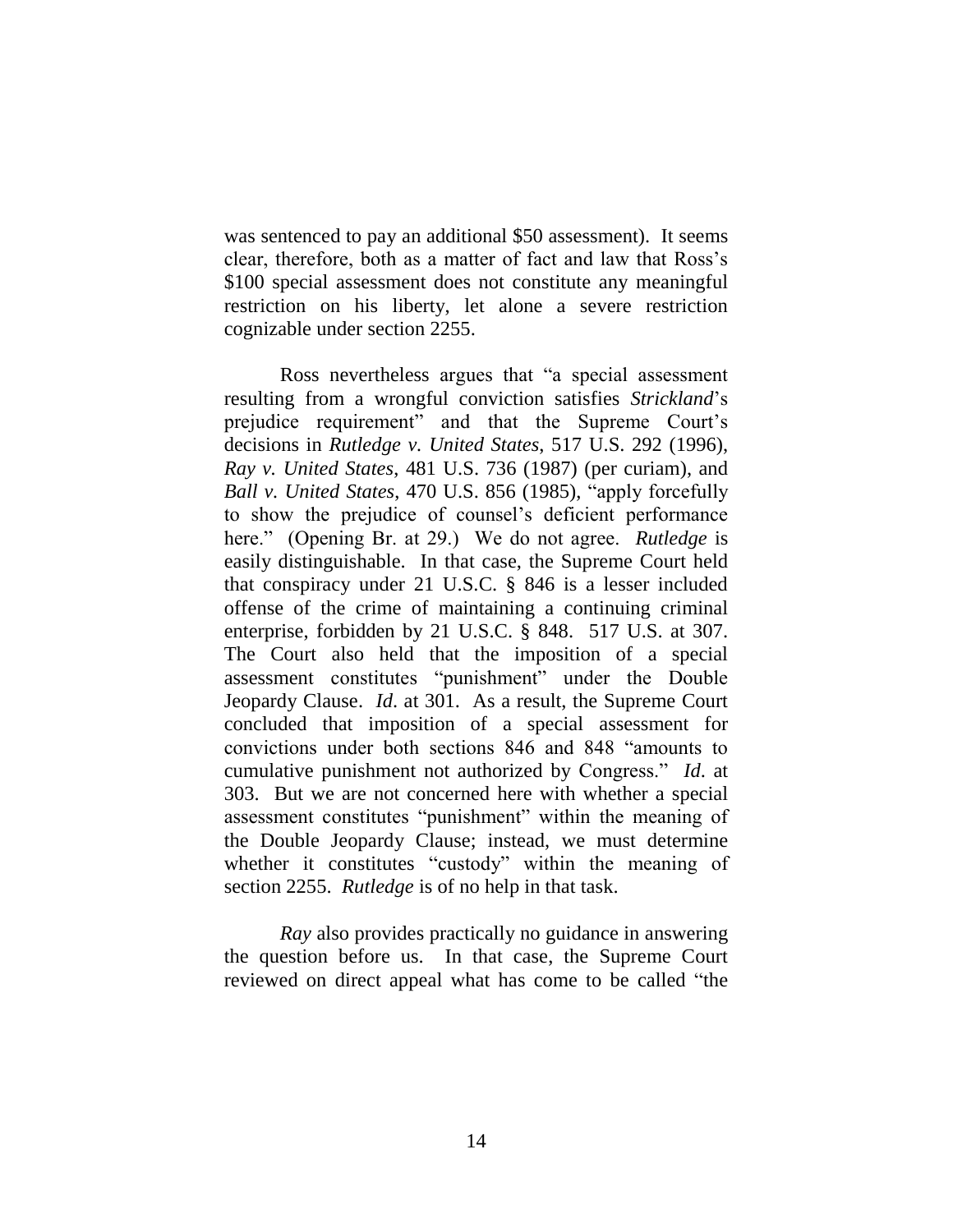was sentenced to pay an additional $50 assessment). It seems clear, therefore, both as a matter of fact and law that Ross's $100 special assessment does not constitute any meaningful restriction on his liberty, let alone a severe restriction cognizable under section 2255.

Ross nevertheless argues that "a special assessment resulting from a wrongful conviction satisfies *Strickland*'s prejudice requirement" and that the Supreme Court's decisions in *Rutledge v. United States*, 517 U.S. 292 (1996), *Ray v. United States*, 481 U.S. 736 (1987) (per curiam), and *Ball v. United States*, 470 U.S. 856 (1985), "apply forcefully to show the prejudice of counsel's deficient performance here." (Opening Br. at 29.) We do not agree. *Rutledge* is easily distinguishable. In that case, the Supreme Court held that conspiracy under 21 U.S.C. § 846 is a lesser included offense of the crime of maintaining a continuing criminal enterprise, forbidden by 21 U.S.C. § 848. 517 U.S. at 307. The Court also held that the imposition of a special assessment constitutes "punishment" under the Double Jeopardy Clause. *Id.* at 301. As a result, the Supreme Court concluded that imposition of a special assessment for convictions under both sections 846 and 848 "amounts to cumulative punishment not authorized by Congress." *Id.* at 303. But we are not concerned here with whether a special assessment constitutes "punishment" within the meaning of the Double Jeopardy Clause; instead, we must determine whether it constitutes "custody" within the meaning of section 2255. *Rutledge* is of no help in that task.

*Ray* also provides practically no guidance in answering the question before us. In that case, the Supreme Court reviewed on direct appeal what has come to be called "the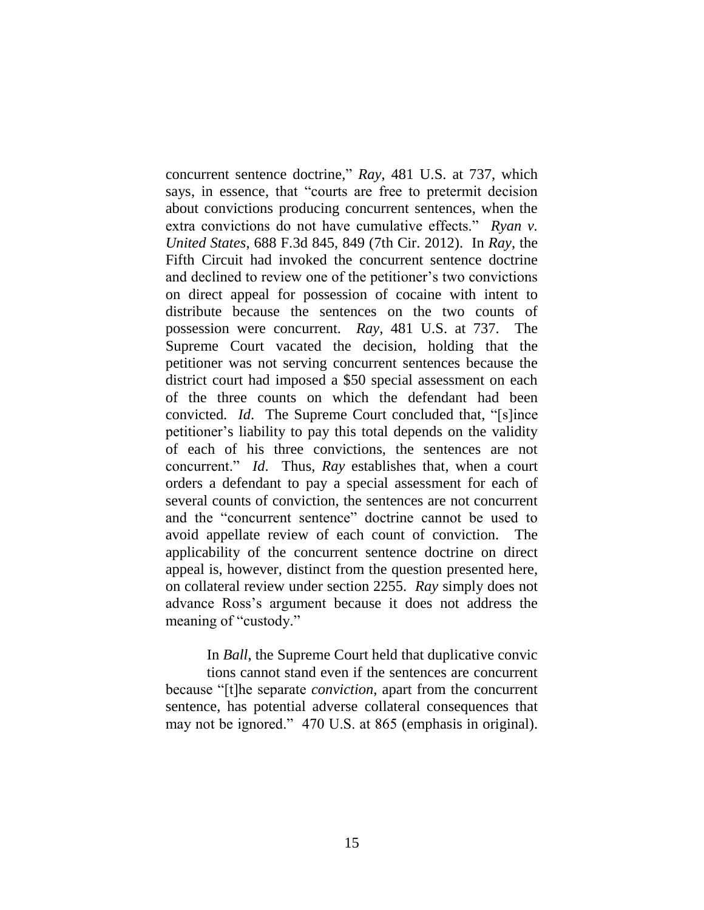concurrent sentence doctrine," *Ray*, 481 U.S. at 737, which says, in essence, that "courts are free to pretermit decision about convictions producing concurrent sentences, when the extra convictions do not have cumulative effects." *Ryan v. United States*, 688 F.3d 845, 849 (7th Cir. 2012). In *Ray*, the Fifth Circuit had invoked the concurrent sentence doctrine and declined to review one of the petitioner's two convictions on direct appeal for possession of cocaine with intent to distribute because the sentences on the two counts of possession were concurrent. *Ray*, 481 U.S. at 737. The Supreme Court vacated the decision, holding that the petitioner was not serving concurrent sentences because the district court had imposed a $50 special assessment on each of the three counts on which the defendant had been convicted. *Id*. The Supreme Court concluded that, "[s]ince petitioner's liability to pay this total depends on the validity of each of his three convictions, the sentences are not concurrent." *Id*. Thus, *Ray* establishes that, when a court orders a defendant to pay a special assessment for each of several counts of conviction, the sentences are not concurrent and the "concurrent sentence" doctrine cannot be used to avoid appellate review of each count of conviction. The applicability of the concurrent sentence doctrine on direct appeal is, however, distinct from the question presented here, on collateral review under section 2255. *Ray* simply does not advance Ross's argument because it does not address the meaning of "custody."

In *Ball*, the Supreme Court held that duplicative convictions cannot stand even if the sentences are concurrent because "[t]he separate *conviction*, apart from the concurrent sentence, has potential adverse collateral consequences that may not be ignored." 470 U.S. at 865 (emphasis in original).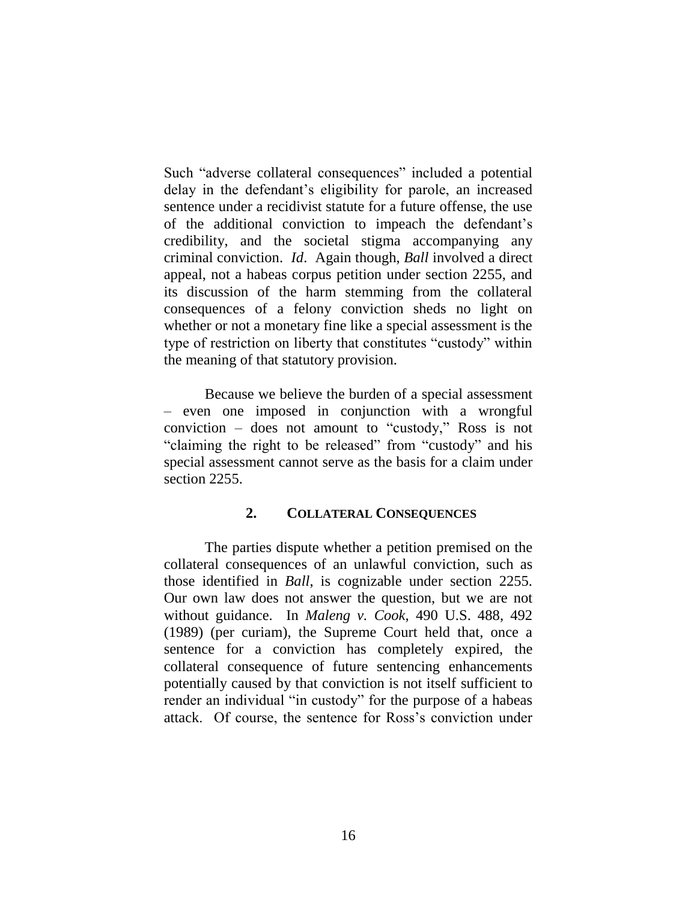Such "adverse collateral consequences" included a potential delay in the defendant's eligibility for parole, an increased sentence under a recidivist statute for a future offense, the use of the additional conviction to impeach the defendant's credibility, and the societal stigma accompanying any criminal conviction. *Id*. Again though, *Ball* involved a direct appeal, not a habeas corpus petition under section 2255, and its discussion of the harm stemming from the collateral consequences of a felony conviction sheds no light on whether or not a monetary fine like a special assessment is the type of restriction on liberty that constitutes "custody" within the meaning of that statutory provision.

Because we believe the burden of a special assessment – even one imposed in conjunction with a wrongful conviction – does not amount to "custody," Ross is not "claiming the right to be released" from "custody" and his special assessment cannot serve as the basis for a claim under section 2255.

### 2. COLLATERAL CONSEQUENCES

The parties dispute whether a petition premised on the collateral consequences of an unlawful conviction, such as those identified in *Ball*, is cognizable under section 2255. Our own law does not answer the question, but we are not without guidance. In *Maleng v. Cook*, 490 U.S. 488, 492 (1989) (per curiam), the Supreme Court held that, once a sentence for a conviction has completely expired, the collateral consequence of future sentencing enhancements potentially caused by that conviction is not itself sufficient to render an individual "in custody" for the purpose of a habeas attack. Of course, the sentence for Ross's conviction under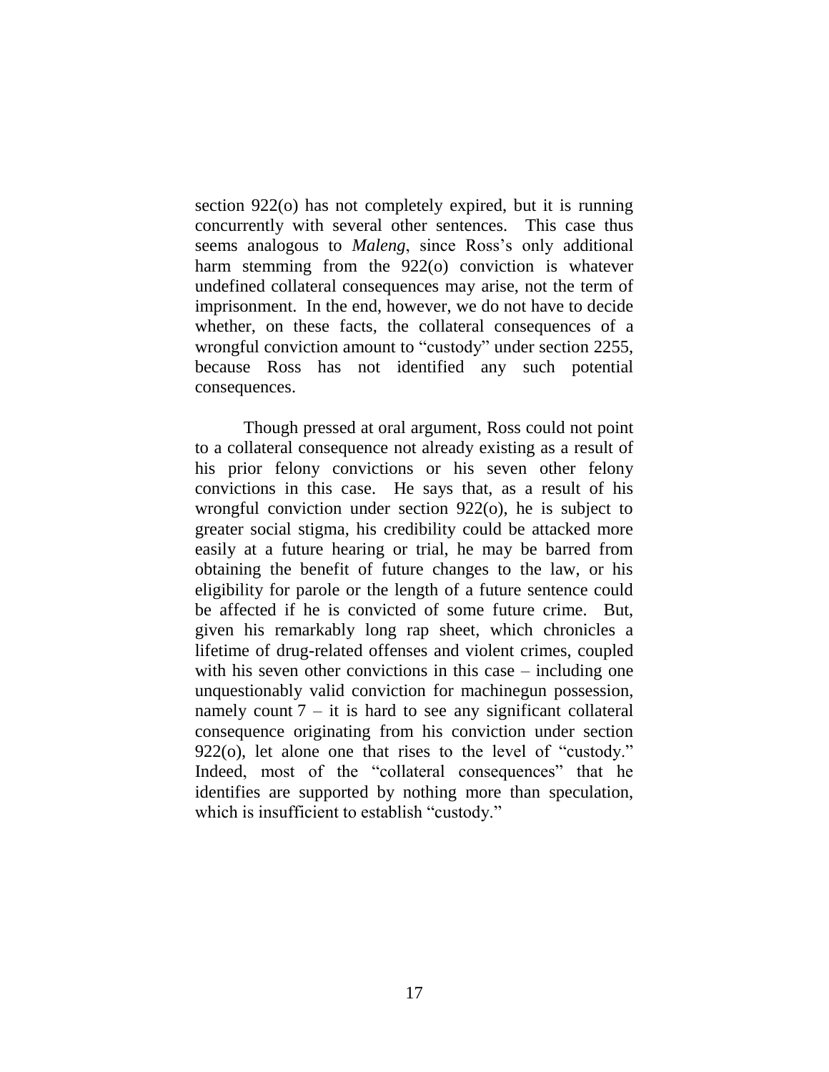section 922(o) has not completely expired, but it is running concurrently with several other sentences. This case thus seems analogous to *Maleng*, since Ross's only additional harm stemming from the 922(o) conviction is whatever undefined collateral consequences may arise, not the term of imprisonment. In the end, however, we do not have to decide whether, on these facts, the collateral consequences of a wrongful conviction amount to "custody" under section 2255, because Ross has not identified any such potential consequences.

Though pressed at oral argument, Ross could not point to a collateral consequence not already existing as a result of his prior felony convictions or his seven other felony convictions in this case. He says that, as a result of his wrongful conviction under section 922(o), he is subject to greater social stigma, his credibility could be attacked more easily at a future hearing or trial, he may be barred from obtaining the benefit of future changes to the law, or his eligibility for parole or the length of a future sentence could be affected if he is convicted of some future crime. But, given his remarkably long rap sheet, which chronicles a lifetime of drug-related offenses and violent crimes, coupled with his seven other convictions in this case – including one unquestionably valid conviction for machinegun possession, namely count 7 – it is hard to see any significant collateral consequence originating from his conviction under section 922(o), let alone one that rises to the level of "custody." Indeed, most of the "collateral consequences" that he identifies are supported by nothing more than speculation, which is insufficient to establish "custody."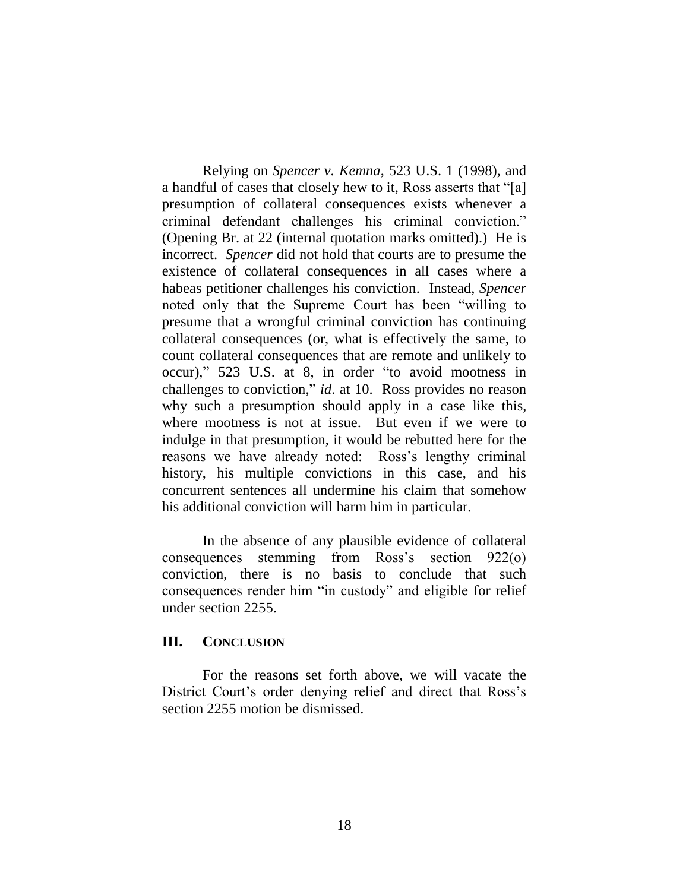Relying on *Spencer v. Kemna*, 523 U.S. 1 (1998), and a handful of cases that closely hew to it, Ross asserts that "[a] presumption of collateral consequences exists whenever a criminal defendant challenges his criminal conviction." (Opening Br. at 22 (internal quotation marks omitted).) He is incorrect. *Spencer* did not hold that courts are to presume the existence of collateral consequences in all cases where a habeas petitioner challenges his conviction. Instead, *Spencer* noted only that the Supreme Court has been "willing to presume that a wrongful criminal conviction has continuing collateral consequences (or, what is effectively the same, to count collateral consequences that are remote and unlikely to occur)," 523 U.S. at 8, in order "to avoid mootness in challenges to conviction," *id*. at 10. Ross provides no reason why such a presumption should apply in a case like this, where mootness is not at issue. But even if we were to indulge in that presumption, it would be rebutted here for the reasons we have already noted: Ross's lengthy criminal history, his multiple convictions in this case, and his concurrent sentences all undermine his claim that somehow his additional conviction will harm him in particular.

In the absence of any plausible evidence of collateral consequences stemming from Ross's section 922(o) conviction, there is no basis to conclude that such consequences render him "in custody" and eligible for relief under section 2255.

## III. CONCLUSION

For the reasons set forth above, we will vacate the District Court's order denying relief and direct that Ross's section 2255 motion be dismissed.